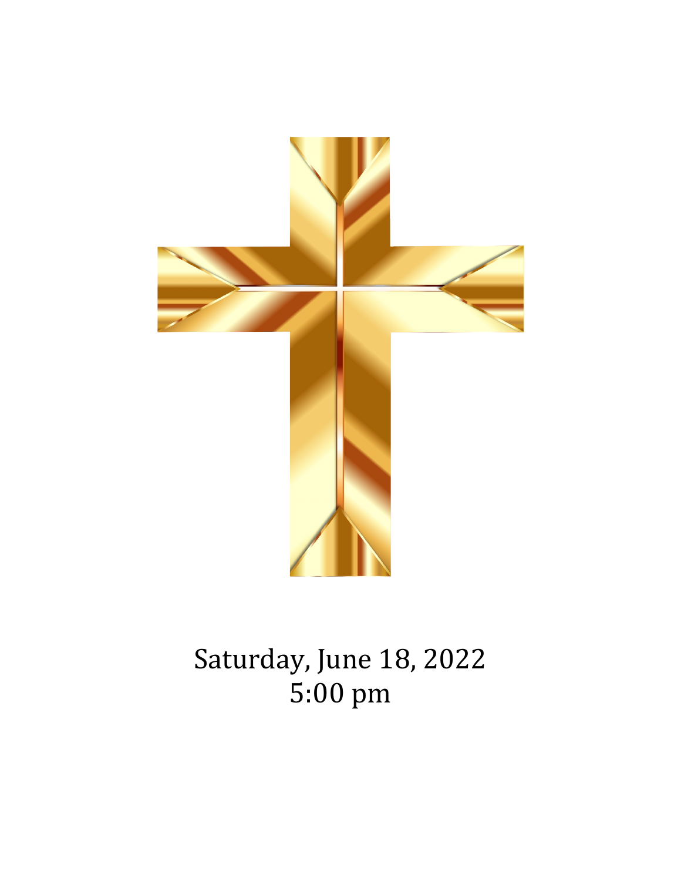Saturday, June 18, 2022

5:00 pm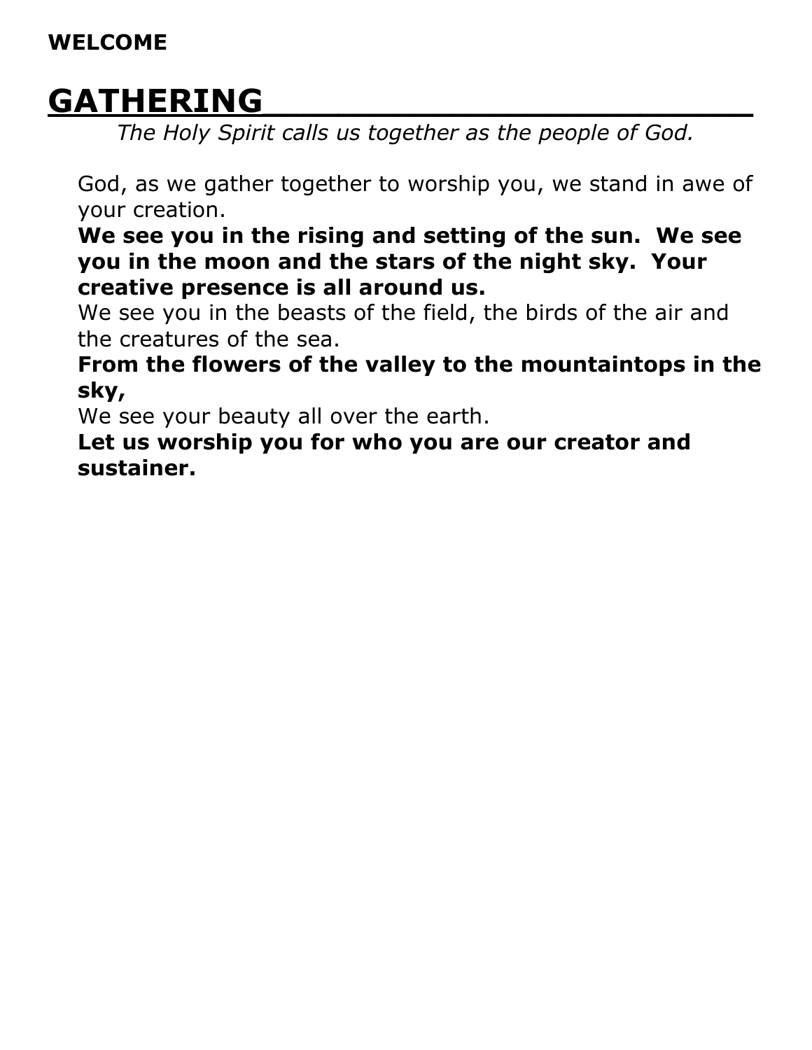**WELCOME**

# GATHERING

*The Holy Spirit calls us together as the people of God.*

God, as we gather together to worship you, we stand in awe of your creation.
**We see you in the rising and setting of the sun. We see you in the moon and the stars of the night sky. Your creative presence is all around us.**
We see you in the beasts of the field, the birds of the air and the creatures of the sea.
**From the flowers of the valley to the mountaintops in the sky,**
We see your beauty all over the earth.
**Let us worship you for who you are our creator and sustainer.**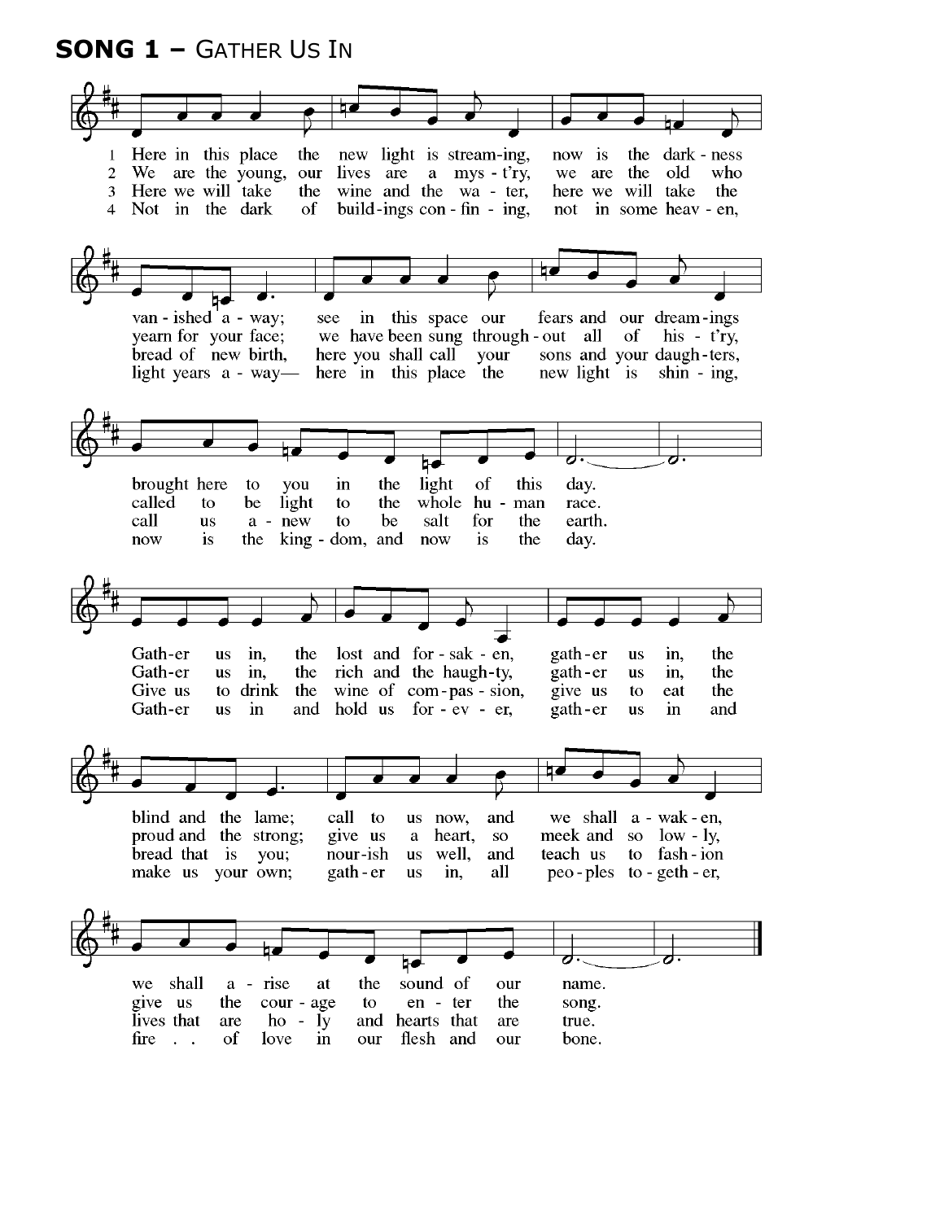## SONG 1 – Gather Us In

1 Here in this place the new light is stream-ing, now is the dark - ness
2 We are the young, our lives are a mys - t'ry, we are the old who
3 Here we will take the wine and the wa - ter, here we will take the
4 Not in the dark of build-ings con - fin - ing, not in some heav - en,

van - ished a - way; see in this space our fears and our dream-ings
yearn for your face; we have been sung through - out all of his - t'ry,
bread of new birth, here you shall call your sons and your daugh-ters,
light years a - way— here in this place the new light is shin - ing,

brought here to you in the light of this day.
called to be light to the whole hu - man race.
call us a - new to be salt for the earth.
now is the king - dom, and now is the day.

Gath-er us in, the lost and for - sak - en, gath-er us in, the
Gath-er us in, the rich and the haugh-ty, gath-er us in, the
Give us to drink the wine of com - pas - sion, give us to eat the
Gath-er us in and hold us for - ev - er, gath-er us in and

blind and the lame; call to us now, and we shall a - wak - en,
proud and the strong; give us a heart, so meek and so low - ly,
bread that is you; nour-ish us well, and teach us to fash - ion
make us your own; gath - er us in, all peo - ples to - geth - er,

we shall a - rise at the sound of our name.
give us the cour - age to en - ter the song.
lives that are ho - ly and hearts that are true.
fire . . of love in our flesh and our bone.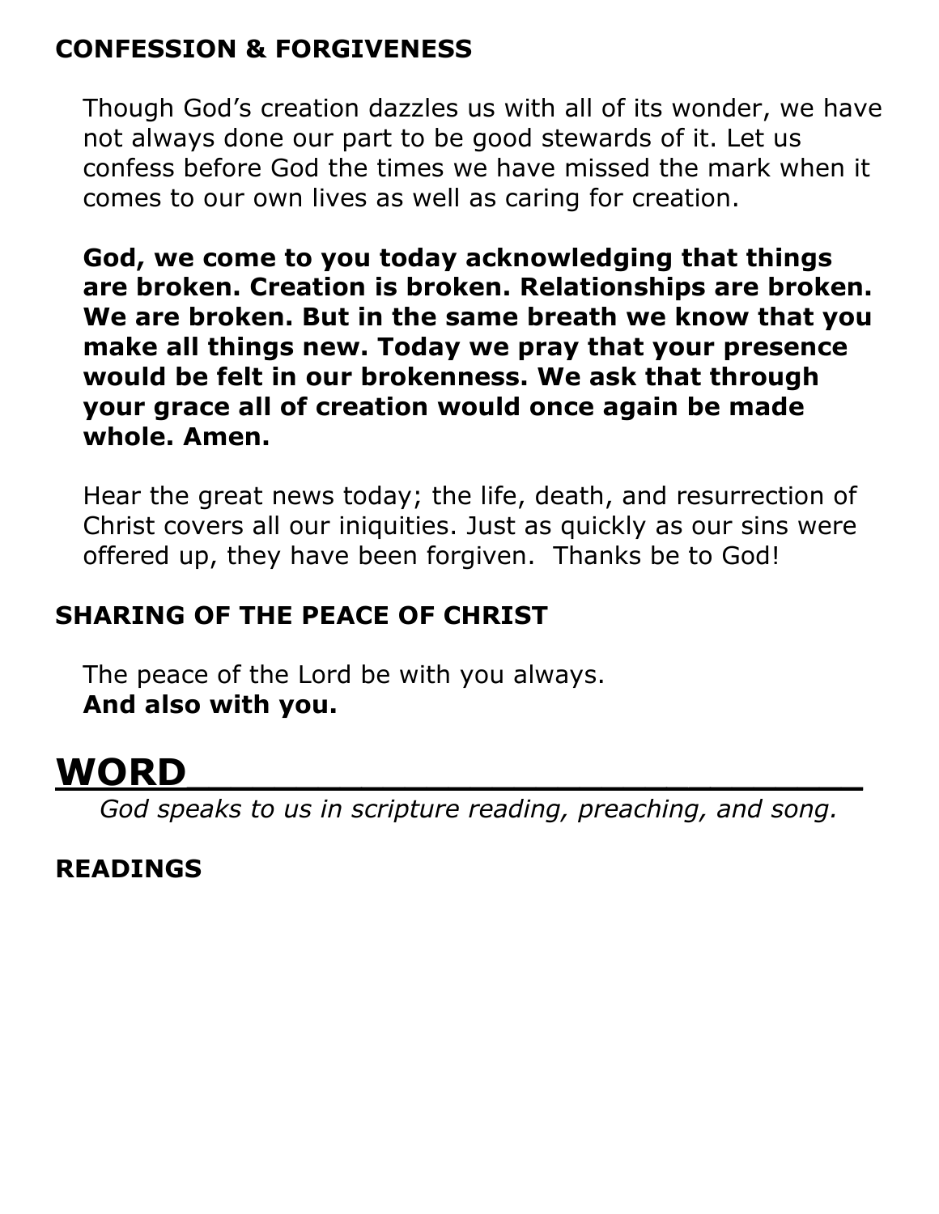## CONFESSION & FORGIVENESS

Though God's creation dazzles us with all of its wonder, we have not always done our part to be good stewards of it. Let us confess before God the times we have missed the mark when it comes to our own lives as well as caring for creation.

**God, we come to you today acknowledging that things are broken. Creation is broken. Relationships are broken. We are broken. But in the same breath we know that you make all things new. Today we pray that your presence would be felt in our brokenness. We ask that through your grace all of creation would once again be made whole. Amen.**

Hear the great news today; the life, death, and resurrection of Christ covers all our iniquities. Just as quickly as our sins were offered up, they have been forgiven. Thanks be to God!

## SHARING OF THE PEACE OF CHRIST

The peace of the Lord be with you always.
**And also with you.**

# WORD

*God speaks to us in scripture reading, preaching, and song.*

## READINGS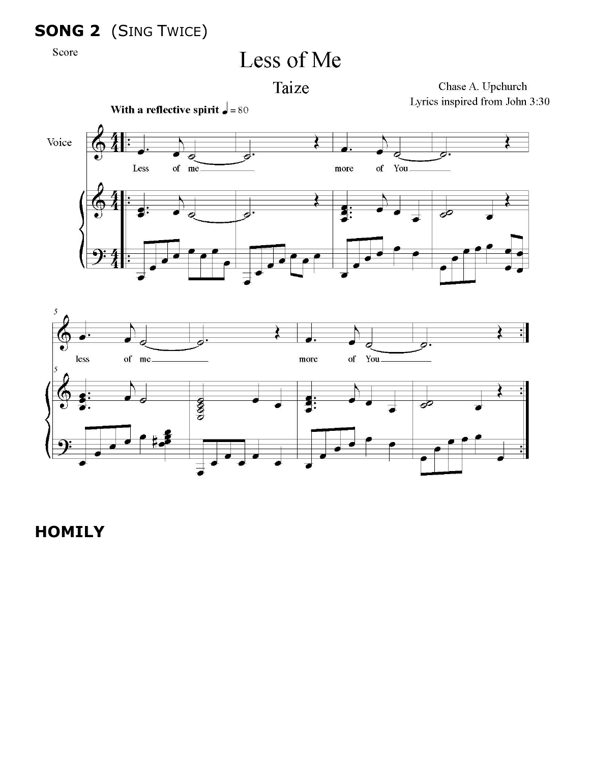**SONG 2** (SING TWICE)

Score

# Less of Me

Taize

Chase A. Upchurch
Lyrics inspired from John 3:30

**With a reflective spirit** ♩ = 80

Voice

Less of me more of You

less of me more of You

## HOMILY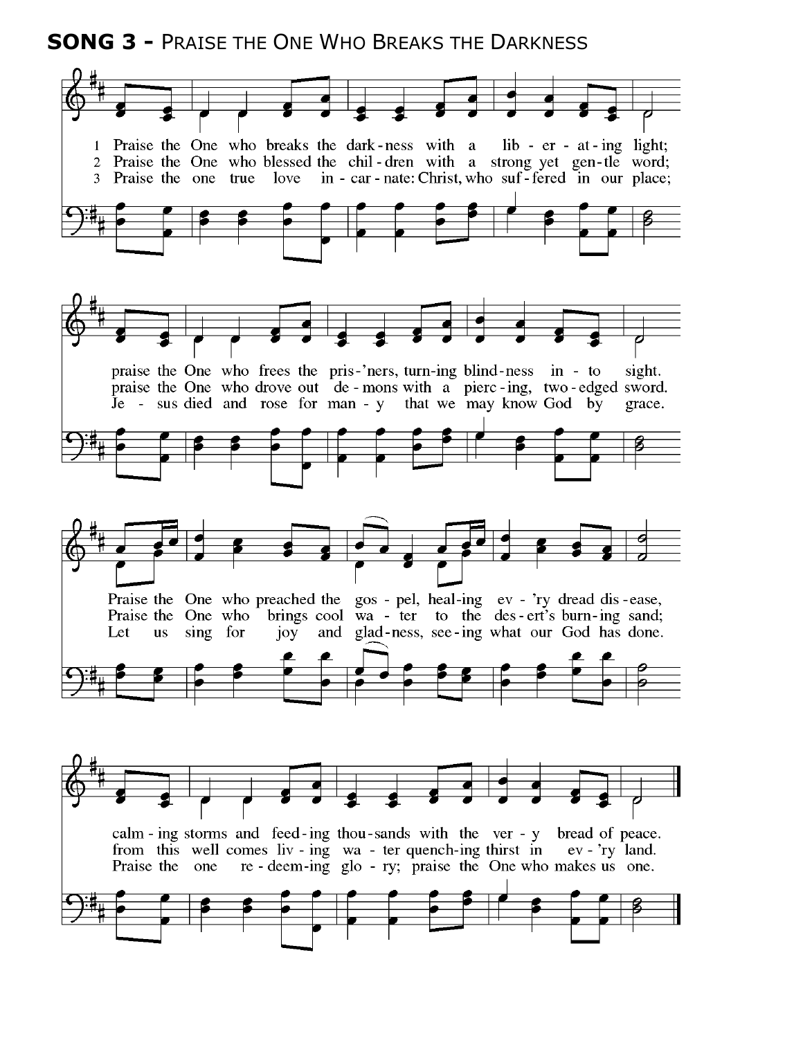## SONG 3 - Praise the One Who Breaks the Darkness

1 Praise the One who breaks the dark-ness with a lib-er-at-ing light;
praise the One who frees the pris-'ners, turn-ing blind-ness in-to sight.
Praise the One who preached the gos-pel, heal-ing ev-'ry dread dis-ease,
calm-ing storms and feed-ing thou-sands with the ver-y bread of peace.

2 Praise the One who blessed the chil-dren with a strong yet gen-tle word;
praise the One who drove out de-mons with a pierc-ing, two-edged sword.
Praise the One who brings cool wa-ter to the des-ert's burn-ing sand;
from this well comes liv-ing wa-ter quench-ing thirst in ev-'ry land.

3 Praise the one true love in-car-nate: Christ, who suf-fered in our place;
Je-sus died and rose for man-y that we may know God by grace.
Let us sing for joy and glad-ness, see-ing what our God has done.
Praise the one re-deem-ing glo-ry; praise the One who makes us one.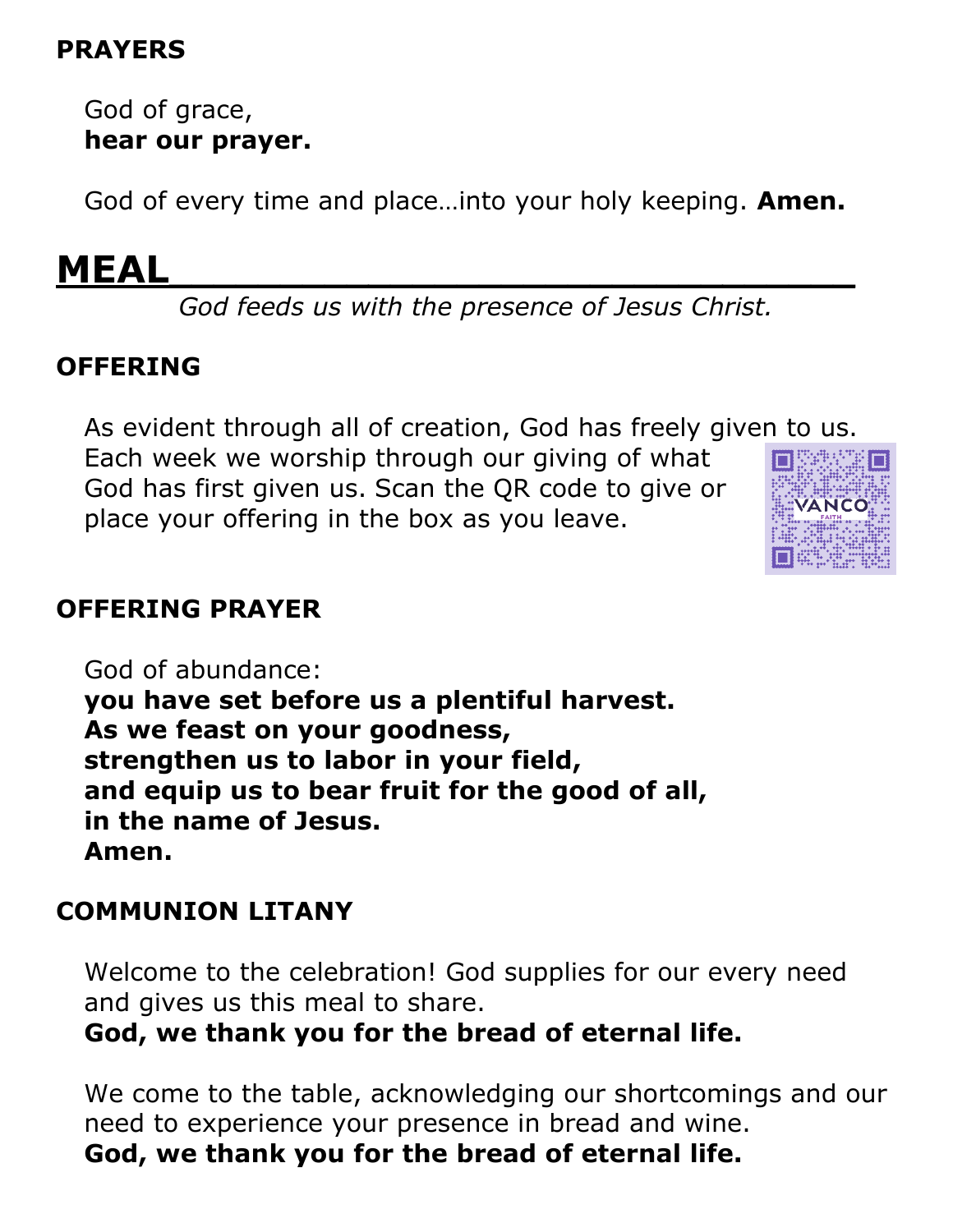## PRAYERS

God of grace,
**hear our prayer.**

God of every time and place…into your holy keeping. **Amen.**

# MEAL

*God feeds us with the presence of Jesus Christ.*

## OFFERING

As evident through all of creation, God has freely given to us. Each week we worship through our giving of what God has first given us. Scan the QR code to give or place your offering in the box as you leave.

## OFFERING PRAYER

God of abundance:
**you have set before us a plentiful harvest.**
**As we feast on your goodness,**
**strengthen us to labor in your field,**
**and equip us to bear fruit for the good of all,**
**in the name of Jesus.**
**Amen.**

## COMMUNION LITANY

Welcome to the celebration! God supplies for our every need and gives us this meal to share.
**God, we thank you for the bread of eternal life.**

We come to the table, acknowledging our shortcomings and our need to experience your presence in bread and wine.
**God, we thank you for the bread of eternal life.**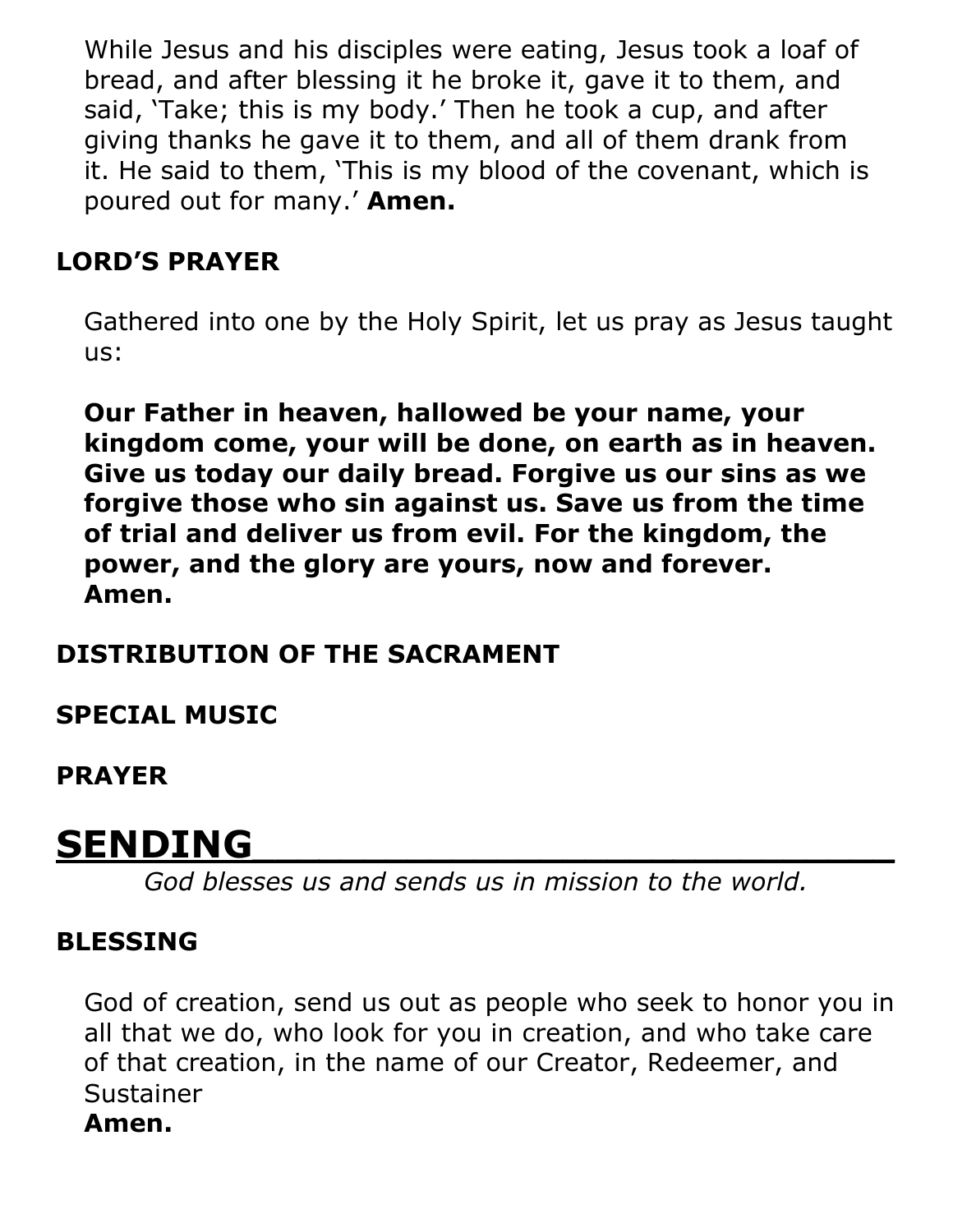While Jesus and his disciples were eating, Jesus took a loaf of bread, and after blessing it he broke it, gave it to them, and said, 'Take; this is my body.' Then he took a cup, and after giving thanks he gave it to them, and all of them drank from it. He said to them, 'This is my blood of the covenant, which is poured out for many.' **Amen.**

### LORD'S PRAYER

Gathered into one by the Holy Spirit, let us pray as Jesus taught us:

**Our Father in heaven, hallowed be your name, your kingdom come, your will be done, on earth as in heaven. Give us today our daily bread. Forgive us our sins as we forgive those who sin against us. Save us from the time of trial and deliver us from evil. For the kingdom, the power, and the glory are yours, now and forever. Amen.**

### DISTRIBUTION OF THE SACRAMENT

### SPECIAL MUSIC

### PRAYER

## SENDING

*God blesses us and sends us in mission to the world.*

### BLESSING

God of creation, send us out as people who seek to honor you in all that we do, who look for you in creation, and who take care of that creation, in the name of our Creator, Redeemer, and Sustainer
**Amen.**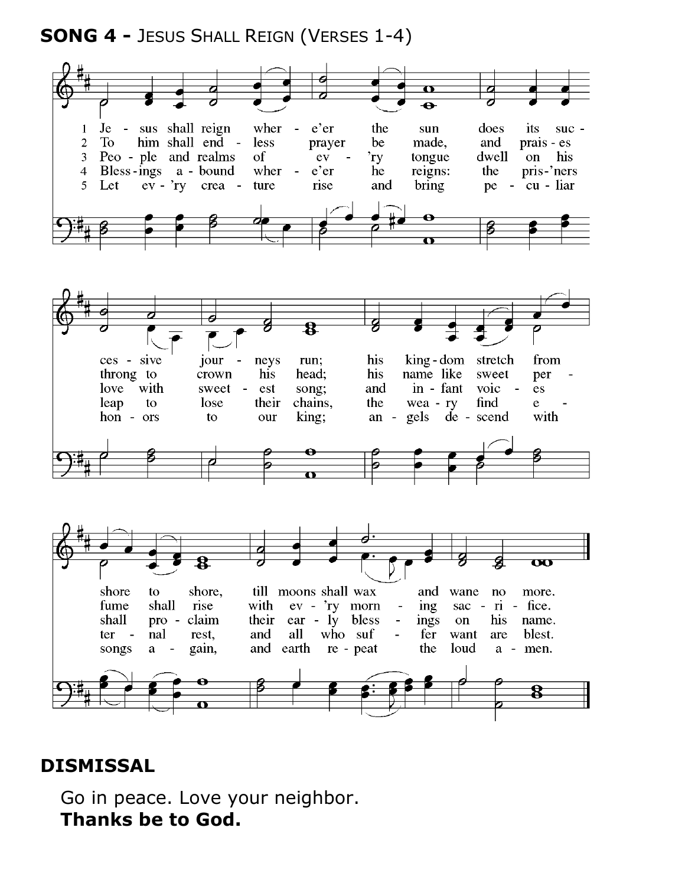**SONG 4 -** Jesus Shall Reign (Verses 1-4)

1 Jesus shall reign where'er the sun does its successive journeys run; his kingdom stretch from shore to shore, till moons shall wax and wane no more.

2 To him shall endless prayer be made, and praises throng to crown his head; his name like sweet perfume shall rise with every morning sacrifice.

3 People and realms of every tongue dwell on his love with sweetest song; and infant voices shall proclaim their early blessings on his name.

4 Blessings abound where'er he reigns: the pris'ners leap to lose their chains, the weary find eternal rest, and all who suffer want are blest.

5 Let every creature rise and bring peculiar honors to our king; angels descend with songs again, and earth repeat the loud amen.

## DISMISSAL

Go in peace. Love your neighbor.
**Thanks be to God.**